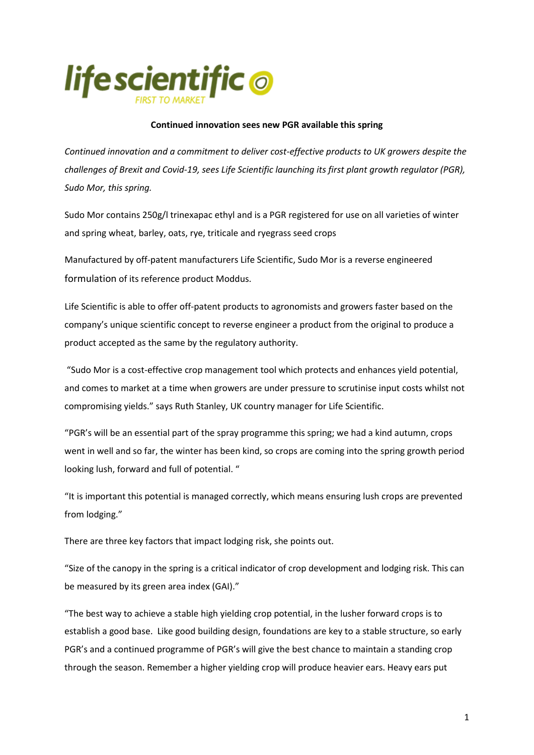**Continued innovation sees new PGR available this spring**

*Continued innovation and a commitment to deliver cost-effective products to UK growers despite the challenges of Brexit and Covid-19, sees Life Scientific launching its first plant growth regulator (PGR), Sudo Mor, this spring.*

Sudo Mor contains 250g/l trinexapac ethyl and is a PGR registered for use on all varieties of winter and spring wheat, barley, oats, rye, triticale and ryegrass seed crops

Manufactured by off-patent manufacturers Life Scientific, Sudo Mor is a reverse engineered formulation of its reference product Moddus.

Life Scientific is able to offer off-patent products to agronomists and growers faster based on the company's unique scientific concept to reverse engineer a product from the original to produce a product accepted as the same by the regulatory authority.

"Sudo Mor is a cost-effective crop management tool which protects and enhances yield potential, and comes to market at a time when growers are under pressure to scrutinise input costs whilst not compromising yields." says Ruth Stanley, UK country manager for Life Scientific.

"PGR's will be an essential part of the spray programme this spring; we had a kind autumn, crops went in well and so far, the winter has been kind, so crops are coming into the spring growth period looking lush, forward and full of potential. "

"It is important this potential is managed correctly, which means ensuring lush crops are prevented from lodging."

There are three key factors that impact lodging risk, she points out.

"Size of the canopy in the spring is a critical indicator of crop development and lodging risk. This can be measured by its green area index (GAI)."

"The best way to achieve a stable high yielding crop potential, in the lusher forward crops is to establish a good base. Like good building design, foundations are key to a stable structure, so early PGR's and a continued programme of PGR's will give the best chance to maintain a standing crop through the season. Remember a higher yielding crop will produce heavier ears. Heavy ears put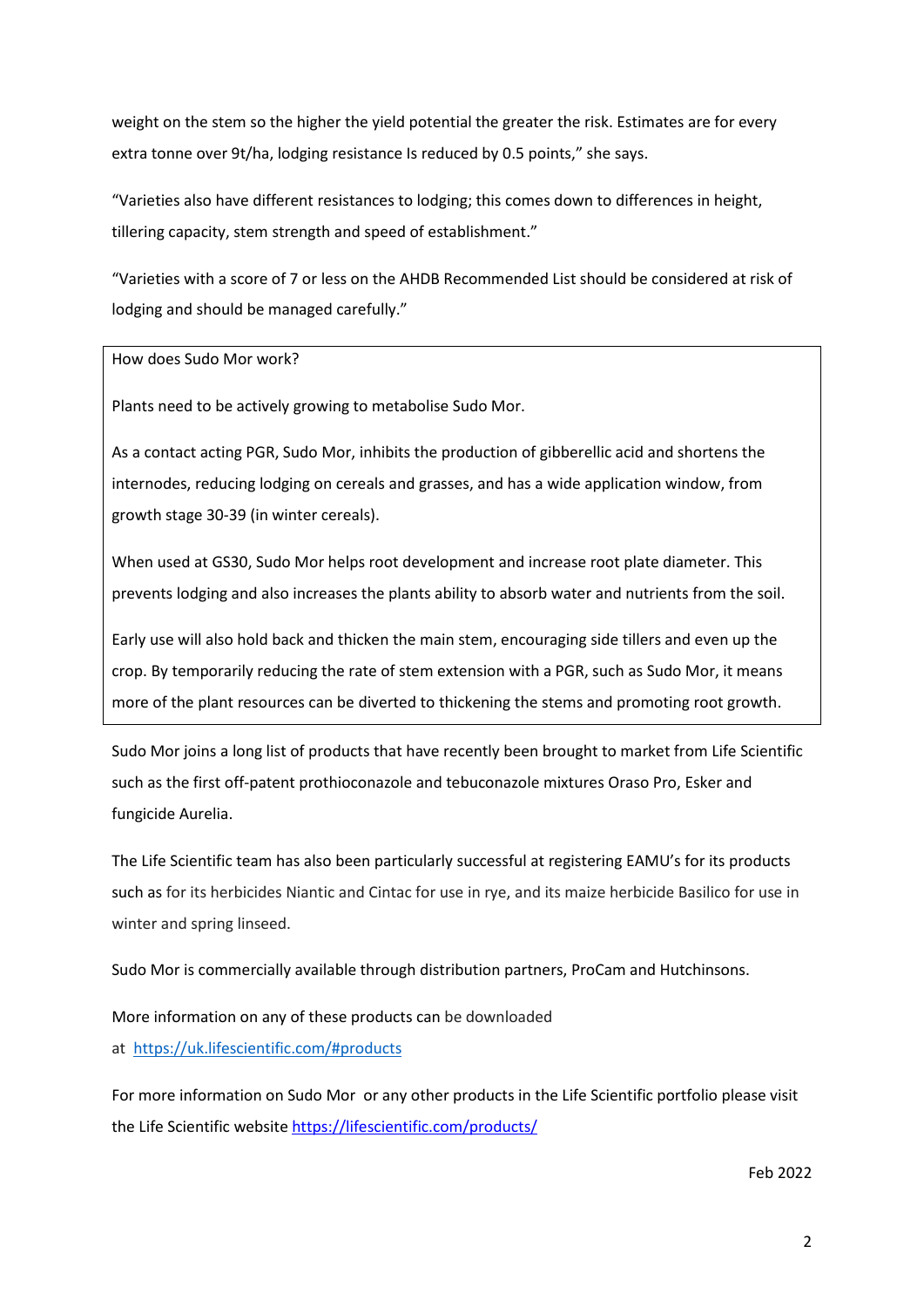weight on the stem so the higher the yield potential the greater the risk. Estimates are for every extra tonne over 9t/ha, lodging resistance Is reduced by 0.5 points," she says.

"Varieties also have different resistances to lodging; this comes down to differences in height, tillering capacity, stem strength and speed of establishment."

"Varieties with a score of 7 or less on the AHDB Recommended List should be considered at risk of lodging and should be managed carefully."

> How does Sudo Mor work?
>
> Plants need to be actively growing to metabolise Sudo Mor.
>
> As a contact acting PGR, Sudo Mor, inhibits the production of gibberellic acid and shortens the internodes, reducing lodging on cereals and grasses, and has a wide application window, from growth stage 30-39 (in winter cereals).
>
> When used at GS30, Sudo Mor helps root development and increase root plate diameter. This prevents lodging and also increases the plants ability to absorb water and nutrients from the soil.
>
> Early use will also hold back and thicken the main stem, encouraging side tillers and even up the crop. By temporarily reducing the rate of stem extension with a PGR, such as Sudo Mor, it means more of the plant resources can be diverted to thickening the stems and promoting root growth.

Sudo Mor joins a long list of products that have recently been brought to market from Life Scientific such as the first off-patent prothioconazole and tebuconazole mixtures Oraso Pro, Esker and fungicide Aurelia.

The Life Scientific team has also been particularly successful at registering EAMU's for its products such as for its herbicides Niantic and Cintac for use in rye, and its maize herbicide Basilico for use in winter and spring linseed.

Sudo Mor is commercially available through distribution partners, ProCam and Hutchinsons.

More information on any of these products can be downloaded at https://uk.lifescientific.com/#products

For more information on Sudo Mor or any other products in the Life Scientific portfolio please visit the Life Scientific website https://lifescientific.com/products/

Feb 2022